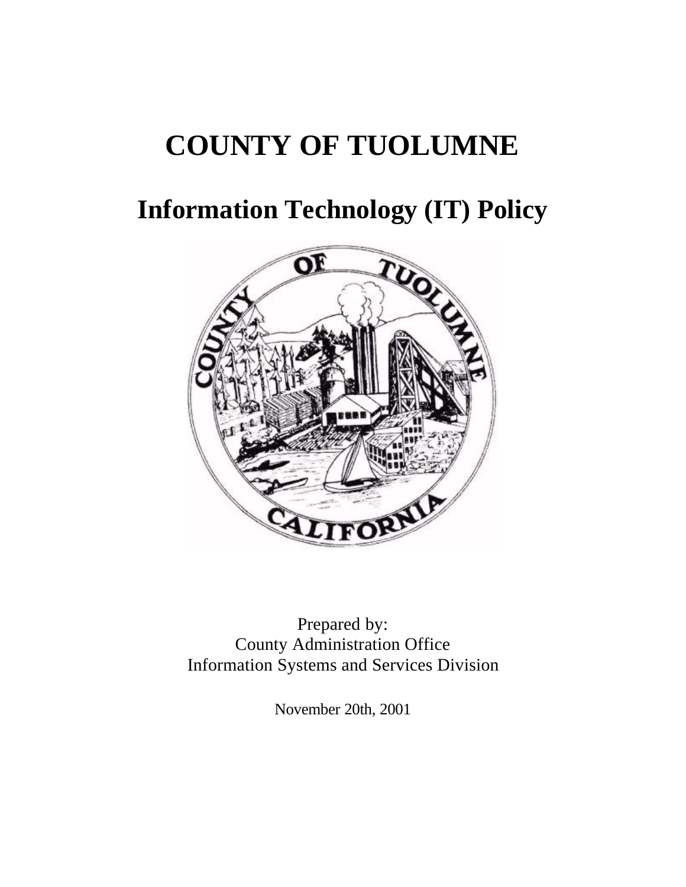# COUNTY OF TUOLUMNE

## Information Technology (IT) Policy

Prepared by:
County Administration Office
Information Systems and Services Division

November 20th, 2001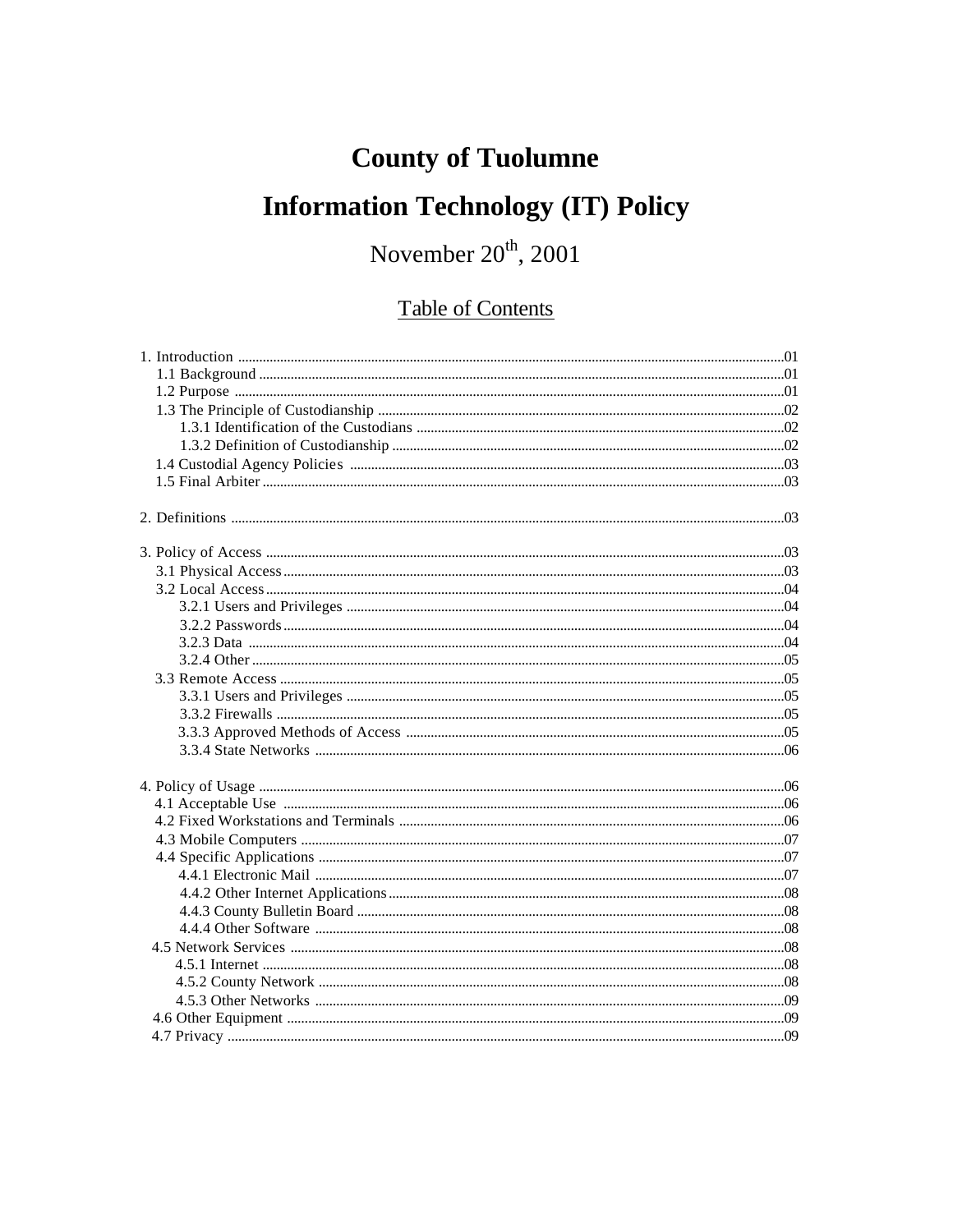# County of Tuolumne

# Information Technology (IT) Policy

November 20th, 2001

## Table of Contents

1. Introduction .....01
   - 1.1 Background .....01
   - 1.2 Purpose .....01
   - 1.3 The Principle of Custodianship .....02
     - 1.3.1 Identification of the Custodians .....02
     - 1.3.2 Definition of Custodianship .....02
   - 1.4 Custodial Agency Policies .....03
   - 1.5 Final Arbiter .....03

2. Definitions .....03

3. Policy of Access .....03
   - 3.1 Physical Access .....03
   - 3.2 Local Access .....04
     - 3.2.1 Users and Privileges .....04
     - 3.2.2 Passwords .....04
     - 3.2.3 Data .....04
     - 3.2.4 Other .....05
   - 3.3 Remote Access .....05
     - 3.3.1 Users and Privileges .....05
     - 3.3.2 Firewalls .....05
     - 3.3.3 Approved Methods of Access .....05
     - 3.3.4 State Networks .....06

4. Policy of Usage .....06
   - 4.1 Acceptable Use .....06
   - 4.2 Fixed Workstations and Terminals .....06
   - 4.3 Mobile Computers .....07
   - 4.4 Specific Applications .....07
     - 4.4.1 Electronic Mail .....07
     - 4.4.2 Other Internet Applications .....08
     - 4.4.3 County Bulletin Board .....08
     - 4.4.4 Other Software .....08
   - 4.5 Network Services .....08
     - 4.5.1 Internet .....08
     - 4.5.2 County Network .....08
     - 4.5.3 Other Networks .....09
   - 4.6 Other Equipment .....09
   - 4.7 Privacy .....09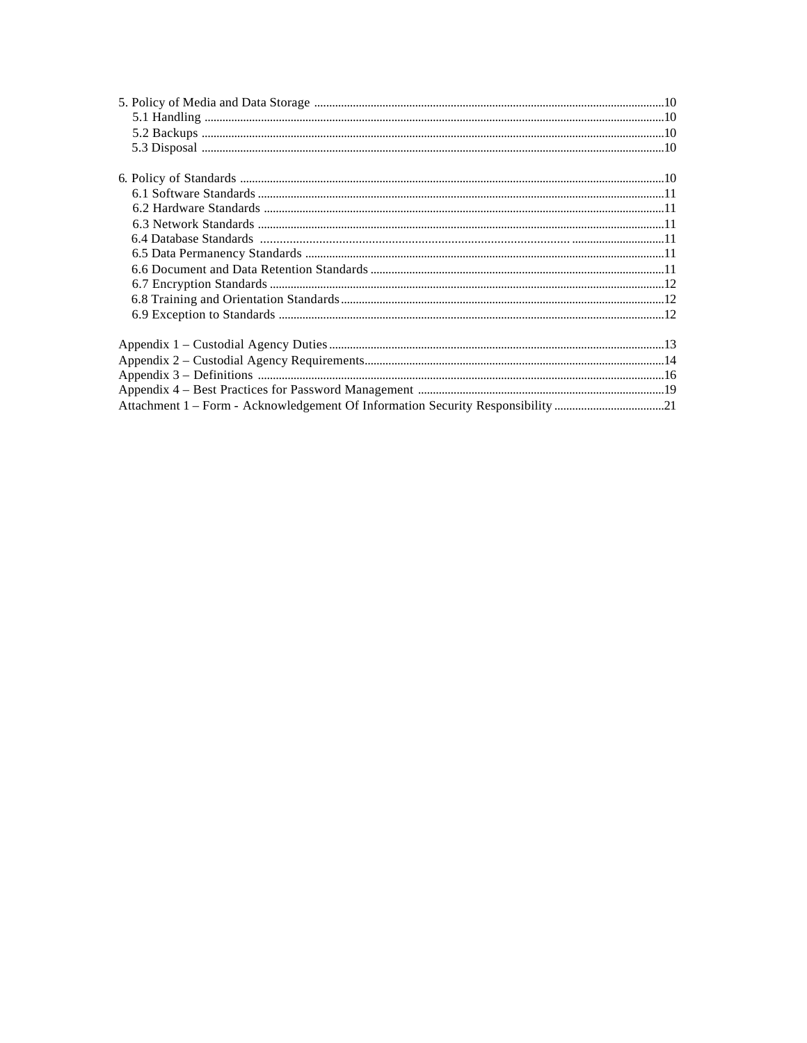5. Policy of Media and Data Storage ....................................................................................................................10
   5.1 Handling ...........................................................................................................................................10
   5.2 Backups ............................................................................................................................................10
   5.3 Disposal ............................................................................................................................................10

6. Policy of Standards ..............................................................................................................................10
   6.1 Software Standards ..........................................................................................................................11
   6.2 Hardware Standards .........................................................................................................................11
   6.3 Network Standards ...........................................................................................................................11
   6.4 Database Standards ..........................................................................................................................11
   6.5 Data Permanency Standards ............................................................................................................11
   6.6 Document and Data Retention Standards ........................................................................................11
   6.7 Encryption Standards .......................................................................................................................12
   6.8 Training and Orientation Standards .................................................................................................12
   6.9 Exception to Standards .....................................................................................................................12

Appendix 1 – Custodial Agency Duties ...................................................................................................13
Appendix 2 – Custodial Agency Requirements ........................................................................................14
Appendix 3 – Definitions ..........................................................................................................................16
Appendix 4 – Best Practices for Password Management ........................................................................19
Attachment 1 – Form - Acknowledgement Of Information Security Responsibility ...............................21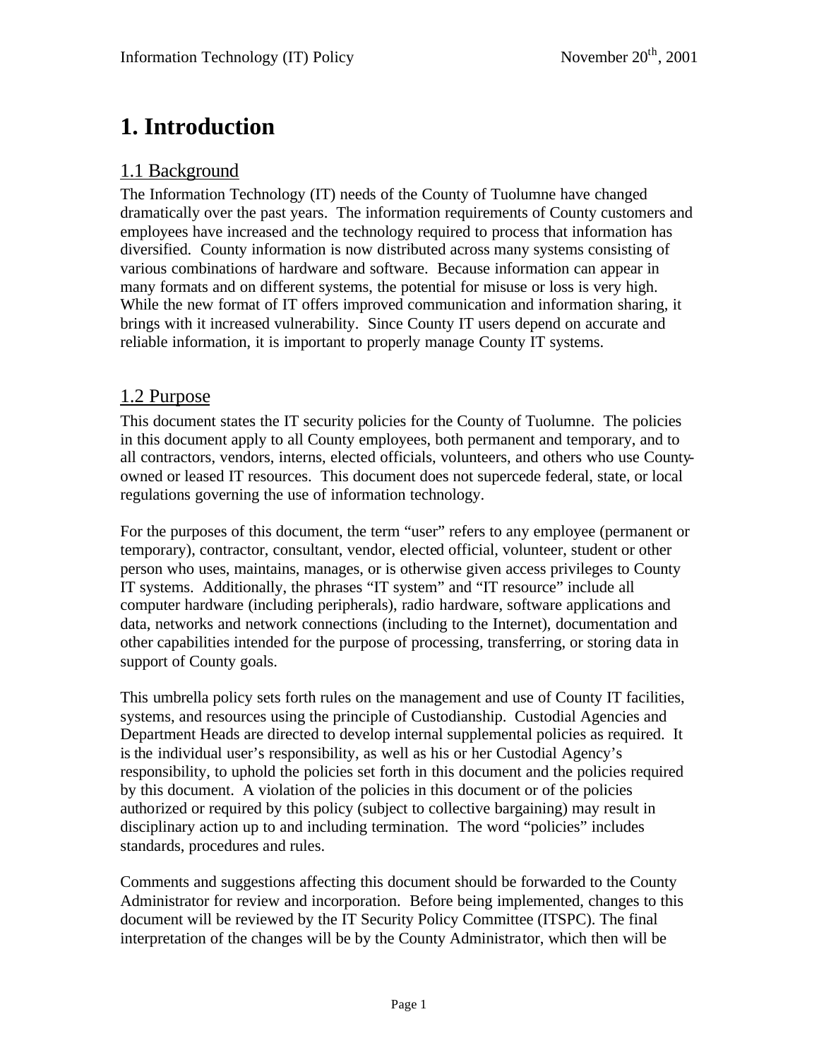# 1. Introduction

## 1.1 Background

The Information Technology (IT) needs of the County of Tuolumne have changed dramatically over the past years. The information requirements of County customers and employees have increased and the technology required to process that information has diversified. County information is now distributed across many systems consisting of various combinations of hardware and software. Because information can appear in many formats and on different systems, the potential for misuse or loss is very high. While the new format of IT offers improved communication and information sharing, it brings with it increased vulnerability. Since County IT users depend on accurate and reliable information, it is important to properly manage County IT systems.

## 1.2 Purpose

This document states the IT security policies for the County of Tuolumne. The policies in this document apply to all County employees, both permanent and temporary, and to all contractors, vendors, interns, elected officials, volunteers, and others who use County-owned or leased IT resources. This document does not supercede federal, state, or local regulations governing the use of information technology.

For the purposes of this document, the term "user" refers to any employee (permanent or temporary), contractor, consultant, vendor, elected official, volunteer, student or other person who uses, maintains, manages, or is otherwise given access privileges to County IT systems. Additionally, the phrases "IT system" and "IT resource" include all computer hardware (including peripherals), radio hardware, software applications and data, networks and network connections (including to the Internet), documentation and other capabilities intended for the purpose of processing, transferring, or storing data in support of County goals.

This umbrella policy sets forth rules on the management and use of County IT facilities, systems, and resources using the principle of Custodianship. Custodial Agencies and Department Heads are directed to develop internal supplemental policies as required. It is the individual user's responsibility, as well as his or her Custodial Agency's responsibility, to uphold the policies set forth in this document and the policies required by this document. A violation of the policies in this document or of the policies authorized or required by this policy (subject to collective bargaining) may result in disciplinary action up to and including termination. The word "policies" includes standards, procedures and rules.

Comments and suggestions affecting this document should be forwarded to the County Administrator for review and incorporation. Before being implemented, changes to this document will be reviewed by the IT Security Policy Committee (ITSPC). The final interpretation of the changes will be by the County Administrator, which then will be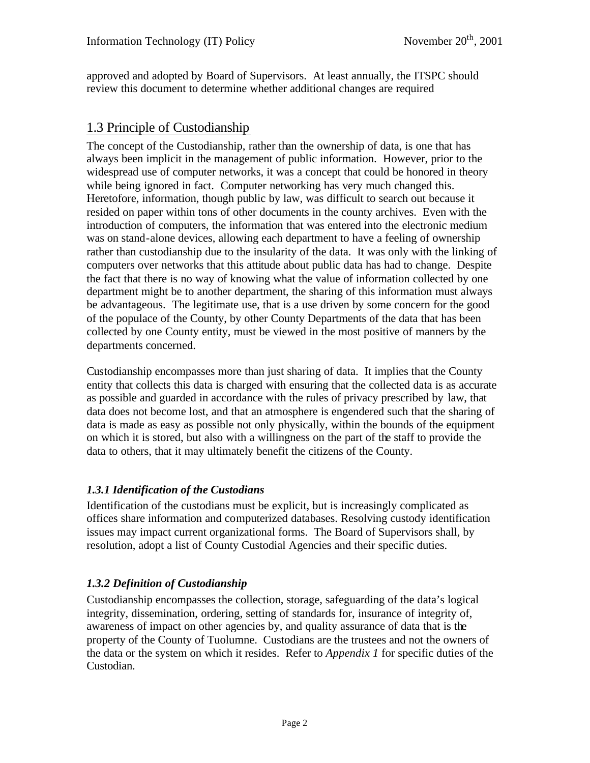approved and adopted by Board of Supervisors. At least annually, the ITSPC should review this document to determine whether additional changes are required

## 1.3 Principle of Custodianship

The concept of the Custodianship, rather than the ownership of data, is one that has always been implicit in the management of public information. However, prior to the widespread use of computer networks, it was a concept that could be honored in theory while being ignored in fact. Computer networking has very much changed this. Heretofore, information, though public by law, was difficult to search out because it resided on paper within tons of other documents in the county archives. Even with the introduction of computers, the information that was entered into the electronic medium was on stand-alone devices, allowing each department to have a feeling of ownership rather than custodianship due to the insularity of the data. It was only with the linking of computers over networks that this attitude about public data has had to change. Despite the fact that there is no way of knowing what the value of information collected by one department might be to another department, the sharing of this information must always be advantageous. The legitimate use, that is a use driven by some concern for the good of the populace of the County, by other County Departments of the data that has been collected by one County entity, must be viewed in the most positive of manners by the departments concerned.

Custodianship encompasses more than just sharing of data. It implies that the County entity that collects this data is charged with ensuring that the collected data is as accurate as possible and guarded in accordance with the rules of privacy prescribed by law, that data does not become lost, and that an atmosphere is engendered such that the sharing of data is made as easy as possible not only physically, within the bounds of the equipment on which it is stored, but also with a willingness on the part of the staff to provide the data to others, that it may ultimately benefit the citizens of the County.

### *1.3.1 Identification of the Custodians*

Identification of the custodians must be explicit, but is increasingly complicated as offices share information and computerized databases. Resolving custody identification issues may impact current organizational forms. The Board of Supervisors shall, by resolution, adopt a list of County Custodial Agencies and their specific duties.

### *1.3.2 Definition of Custodianship*

Custodianship encompasses the collection, storage, safeguarding of the data's logical integrity, dissemination, ordering, setting of standards for, insurance of integrity of, awareness of impact on other agencies by, and quality assurance of data that is the property of the County of Tuolumne. Custodians are the trustees and not the owners of the data or the system on which it resides. Refer to *Appendix 1* for specific duties of the Custodian.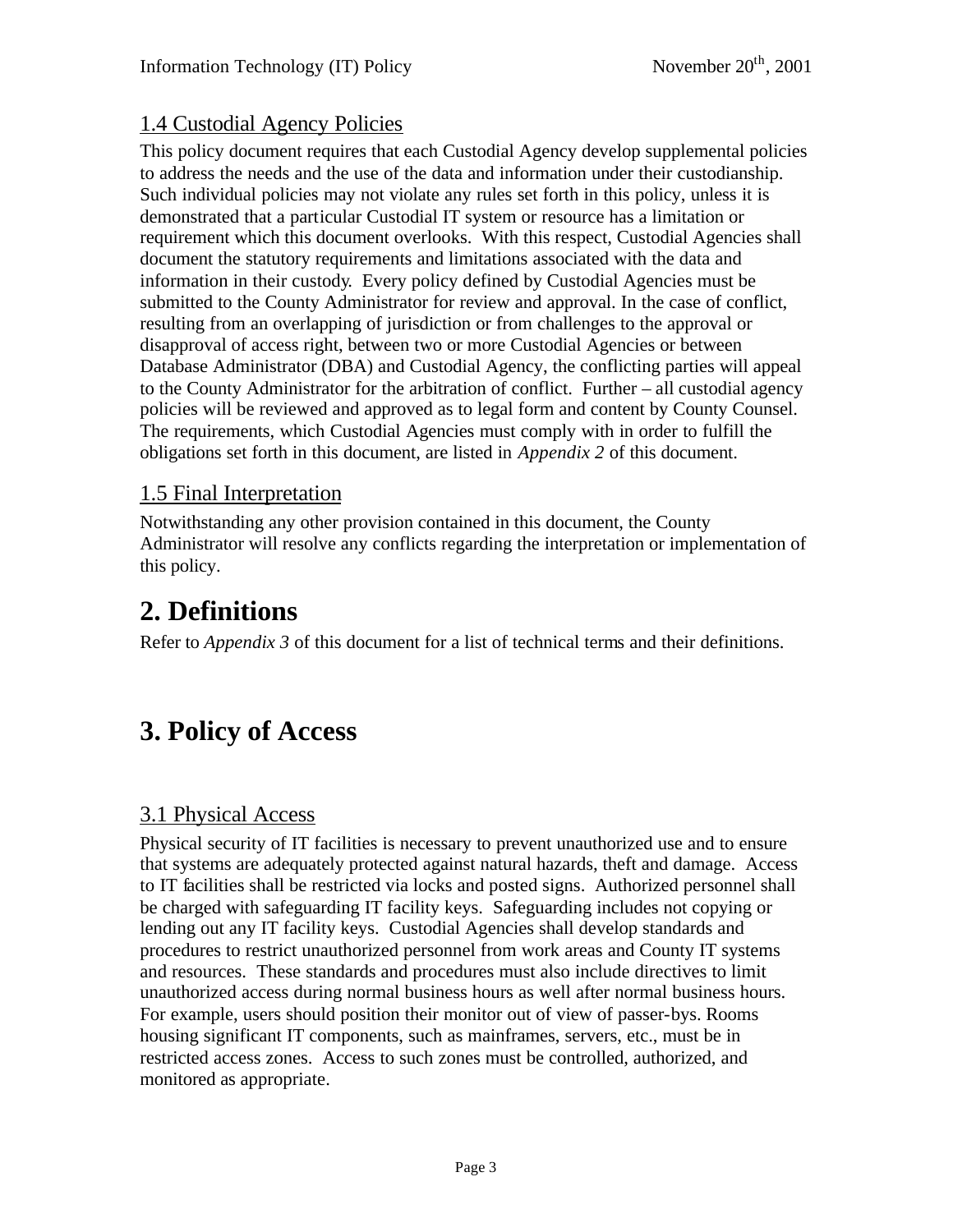### 1.4 Custodial Agency Policies

This policy document requires that each Custodial Agency develop supplemental policies to address the needs and the use of the data and information under their custodianship. Such individual policies may not violate any rules set forth in this policy, unless it is demonstrated that a particular Custodial IT system or resource has a limitation or requirement which this document overlooks. With this respect, Custodial Agencies shall document the statutory requirements and limitations associated with the data and information in their custody. Every policy defined by Custodial Agencies must be submitted to the County Administrator for review and approval. In the case of conflict, resulting from an overlapping of jurisdiction or from challenges to the approval or disapproval of access right, between two or more Custodial Agencies or between Database Administrator (DBA) and Custodial Agency, the conflicting parties will appeal to the County Administrator for the arbitration of conflict. Further – all custodial agency policies will be reviewed and approved as to legal form and content by County Counsel. The requirements, which Custodial Agencies must comply with in order to fulfill the obligations set forth in this document, are listed in *Appendix 2* of this document.

### 1.5 Final Interpretation

Notwithstanding any other provision contained in this document, the County Administrator will resolve any conflicts regarding the interpretation or implementation of this policy.

# 2. Definitions

Refer to *Appendix 3* of this document for a list of technical terms and their definitions.

# 3. Policy of Access

### 3.1 Physical Access

Physical security of IT facilities is necessary to prevent unauthorized use and to ensure that systems are adequately protected against natural hazards, theft and damage. Access to IT facilities shall be restricted via locks and posted signs. Authorized personnel shall be charged with safeguarding IT facility keys. Safeguarding includes not copying or lending out any IT facility keys. Custodial Agencies shall develop standards and procedures to restrict unauthorized personnel from work areas and County IT systems and resources. These standards and procedures must also include directives to limit unauthorized access during normal business hours as well after normal business hours. For example, users should position their monitor out of view of passer-bys. Rooms housing significant IT components, such as mainframes, servers, etc., must be in restricted access zones. Access to such zones must be controlled, authorized, and monitored as appropriate.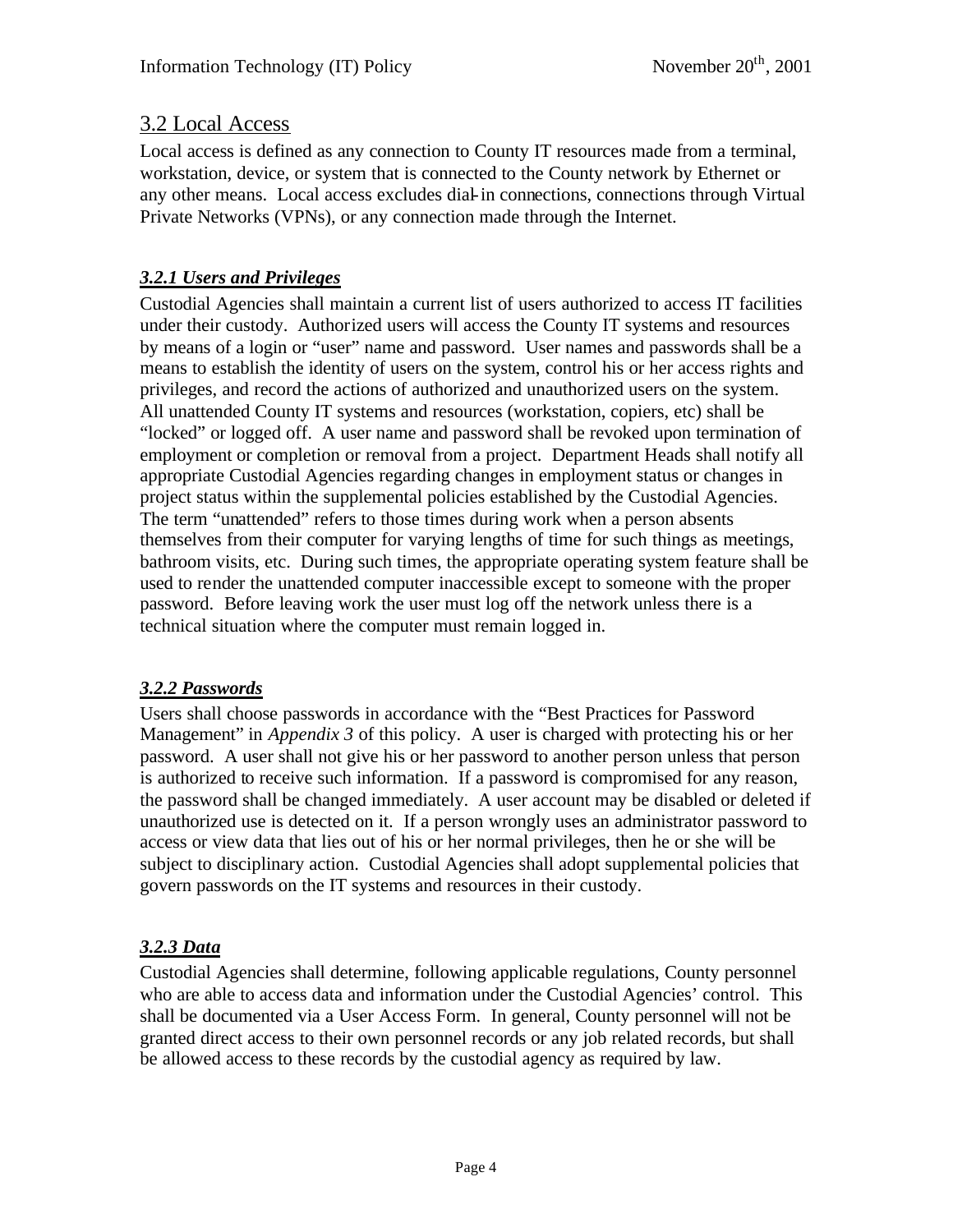## 3.2 Local Access

Local access is defined as any connection to County IT resources made from a terminal, workstation, device, or system that is connected to the County network by Ethernet or any other means. Local access excludes dial-in connections, connections through Virtual Private Networks (VPNs), or any connection made through the Internet.

### *3.2.1 Users and Privileges*

Custodial Agencies shall maintain a current list of users authorized to access IT facilities under their custody. Authorized users will access the County IT systems and resources by means of a login or "user" name and password. User names and passwords shall be a means to establish the identity of users on the system, control his or her access rights and privileges, and record the actions of authorized and unauthorized users on the system. All unattended County IT systems and resources (workstation, copiers, etc) shall be "locked" or logged off. A user name and password shall be revoked upon termination of employment or completion or removal from a project. Department Heads shall notify all appropriate Custodial Agencies regarding changes in employment status or changes in project status within the supplemental policies established by the Custodial Agencies. The term "unattended" refers to those times during work when a person absents themselves from their computer for varying lengths of time for such things as meetings, bathroom visits, etc. During such times, the appropriate operating system feature shall be used to render the unattended computer inaccessible except to someone with the proper password. Before leaving work the user must log off the network unless there is a technical situation where the computer must remain logged in.

### *3.2.2 Passwords*

Users shall choose passwords in accordance with the "Best Practices for Password Management" in *Appendix 3* of this policy. A user is charged with protecting his or her password. A user shall not give his or her password to another person unless that person is authorized to receive such information. If a password is compromised for any reason, the password shall be changed immediately. A user account may be disabled or deleted if unauthorized use is detected on it. If a person wrongly uses an administrator password to access or view data that lies out of his or her normal privileges, then he or she will be subject to disciplinary action. Custodial Agencies shall adopt supplemental policies that govern passwords on the IT systems and resources in their custody.

### *3.2.3 Data*

Custodial Agencies shall determine, following applicable regulations, County personnel who are able to access data and information under the Custodial Agencies' control. This shall be documented via a User Access Form. In general, County personnel will not be granted direct access to their own personnel records or any job related records, but shall be allowed access to these records by the custodial agency as required by law.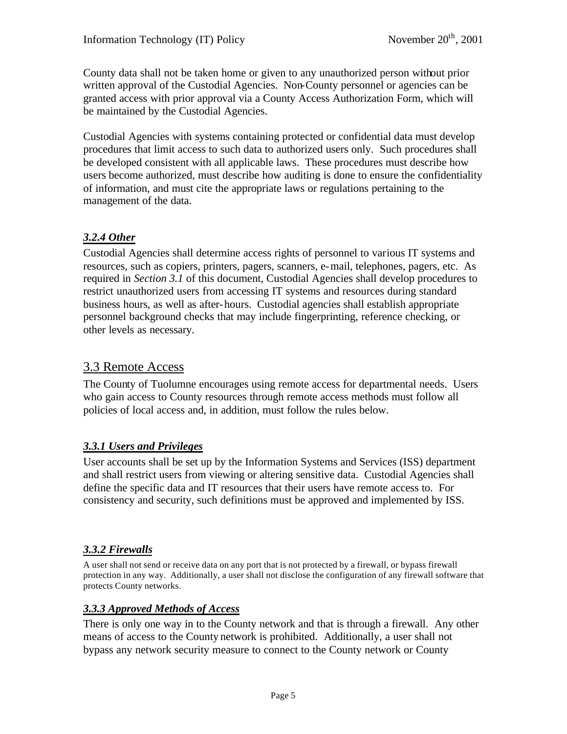County data shall not be taken home or given to any unauthorized person without prior written approval of the Custodial Agencies. Non-County personnel or agencies can be granted access with prior approval via a County Access Authorization Form, which will be maintained by the Custodial Agencies.

Custodial Agencies with systems containing protected or confidential data must develop procedures that limit access to such data to authorized users only. Such procedures shall be developed consistent with all applicable laws. These procedures must describe how users become authorized, must describe how auditing is done to ensure the confidentiality of information, and must cite the appropriate laws or regulations pertaining to the management of the data.

#### ***3.2.4 Other***

Custodial Agencies shall determine access rights of personnel to various IT systems and resources, such as copiers, printers, pagers, scanners, e-mail, telephones, pagers, etc. As required in *Section 3.1* of this document, Custodial Agencies shall develop procedures to restrict unauthorized users from accessing IT systems and resources during standard business hours, as well as after-hours. Custodial agencies shall establish appropriate personnel background checks that may include fingerprinting, reference checking, or other levels as necessary.

## 3.3 Remote Access

The County of Tuolumne encourages using remote access for departmental needs. Users who gain access to County resources through remote access methods must follow all policies of local access and, in addition, must follow the rules below.

#### ***3.3.1 Users and Privileges***

User accounts shall be set up by the Information Systems and Services (ISS) department and shall restrict users from viewing or altering sensitive data. Custodial Agencies shall define the specific data and IT resources that their users have remote access to. For consistency and security, such definitions must be approved and implemented by ISS.

#### ***3.3.2 Firewalls***

A user shall not send or receive data on any port that is not protected by a firewall, or bypass firewall protection in any way. Additionally, a user shall not disclose the configuration of any firewall software that protects County networks.

#### ***3.3.3 Approved Methods of Access***

There is only one way in to the County network and that is through a firewall. Any other means of access to the County network is prohibited. Additionally, a user shall not bypass any network security measure to connect to the County network or County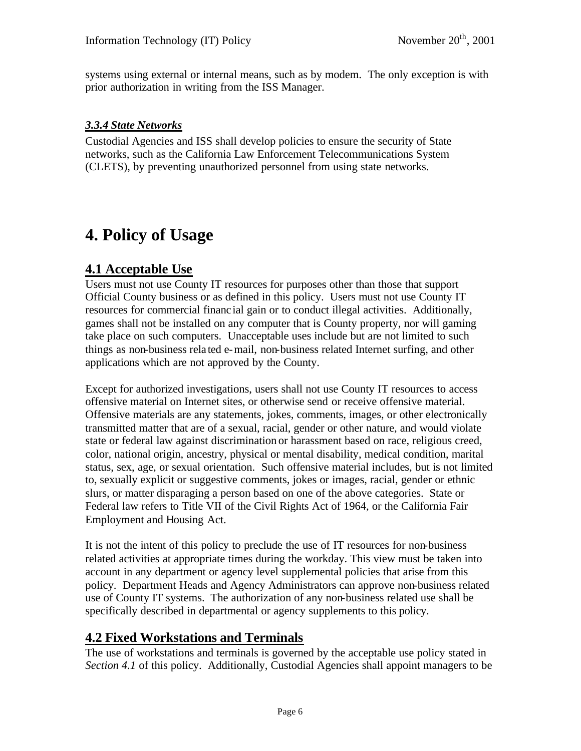systems using external or internal means, such as by modem. The only exception is with prior authorization in writing from the ISS Manager.

### *3.3.4 State Networks*

Custodial Agencies and ISS shall develop policies to ensure the security of State networks, such as the California Law Enforcement Telecommunications System (CLETS), by preventing unauthorized personnel from using state networks.

# 4. Policy of Usage

## 4.1 Acceptable Use

Users must not use County IT resources for purposes other than those that support Official County business or as defined in this policy. Users must not use County IT resources for commercial financial gain or to conduct illegal activities. Additionally, games shall not be installed on any computer that is County property, nor will gaming take place on such computers. Unacceptable uses include but are not limited to such things as non-business related e-mail, non-business related Internet surfing, and other applications which are not approved by the County.

Except for authorized investigations, users shall not use County IT resources to access offensive material on Internet sites, or otherwise send or receive offensive material. Offensive materials are any statements, jokes, comments, images, or other electronically transmitted matter that are of a sexual, racial, gender or other nature, and would violate state or federal law against discrimination or harassment based on race, religious creed, color, national origin, ancestry, physical or mental disability, medical condition, marital status, sex, age, or sexual orientation. Such offensive material includes, but is not limited to, sexually explicit or suggestive comments, jokes or images, racial, gender or ethnic slurs, or matter disparaging a person based on one of the above categories. State or Federal law refers to Title VII of the Civil Rights Act of 1964, or the California Fair Employment and Housing Act.

It is not the intent of this policy to preclude the use of IT resources for non-business related activities at appropriate times during the workday. This view must be taken into account in any department or agency level supplemental policies that arise from this policy. Department Heads and Agency Administrators can approve non-business related use of County IT systems. The authorization of any non-business related use shall be specifically described in departmental or agency supplements to this policy.

## 4.2 Fixed Workstations and Terminals

The use of workstations and terminals is governed by the acceptable use policy stated in *Section 4.1* of this policy. Additionally, Custodial Agencies shall appoint managers to be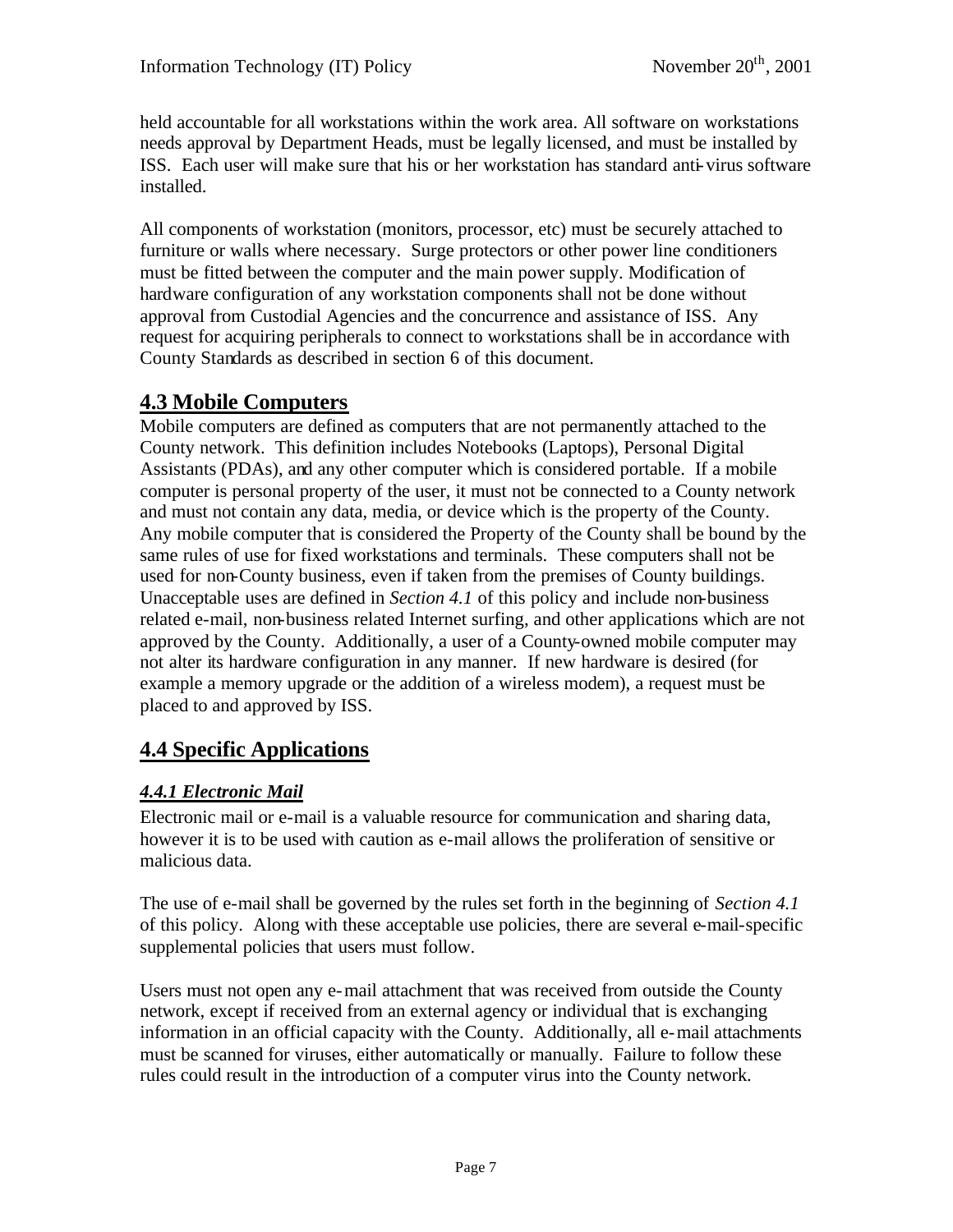held accountable for all workstations within the work area. All software on workstations needs approval by Department Heads, must be legally licensed, and must be installed by ISS. Each user will make sure that his or her workstation has standard anti-virus software installed.

All components of workstation (monitors, processor, etc) must be securely attached to furniture or walls where necessary. Surge protectors or other power line conditioners must be fitted between the computer and the main power supply. Modification of hardware configuration of any workstation components shall not be done without approval from Custodial Agencies and the concurrence and assistance of ISS. Any request for acquiring peripherals to connect to workstations shall be in accordance with County Standards as described in section 6 of this document.

## 4.3 Mobile Computers

Mobile computers are defined as computers that are not permanently attached to the County network. This definition includes Notebooks (Laptops), Personal Digital Assistants (PDAs), and any other computer which is considered portable. If a mobile computer is personal property of the user, it must not be connected to a County network and must not contain any data, media, or device which is the property of the County. Any mobile computer that is considered the Property of the County shall be bound by the same rules of use for fixed workstations and terminals. These computers shall not be used for non-County business, even if taken from the premises of County buildings. Unacceptable uses are defined in *Section 4.1* of this policy and include non-business related e-mail, non-business related Internet surfing, and other applications which are not approved by the County. Additionally, a user of a County-owned mobile computer may not alter its hardware configuration in any manner. If new hardware is desired (for example a memory upgrade or the addition of a wireless modem), a request must be placed to and approved by ISS.

## 4.4 Specific Applications

### *4.4.1 Electronic Mail*

Electronic mail or e-mail is a valuable resource for communication and sharing data, however it is to be used with caution as e-mail allows the proliferation of sensitive or malicious data.

The use of e-mail shall be governed by the rules set forth in the beginning of *Section 4.1* of this policy. Along with these acceptable use policies, there are several e-mail-specific supplemental policies that users must follow.

Users must not open any e-mail attachment that was received from outside the County network, except if received from an external agency or individual that is exchanging information in an official capacity with the County. Additionally, all e-mail attachments must be scanned for viruses, either automatically or manually. Failure to follow these rules could result in the introduction of a computer virus into the County network.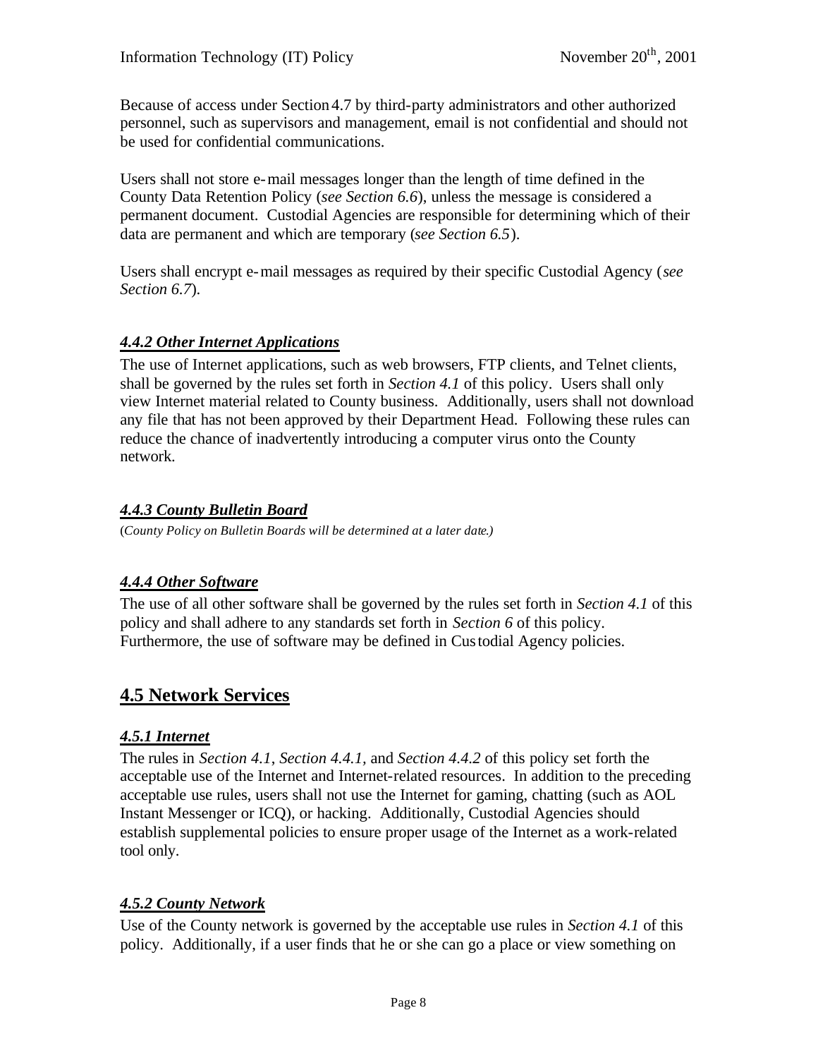Because of access under Section 4.7 by third-party administrators and other authorized personnel, such as supervisors and management, email is not confidential and should not be used for confidential communications.

Users shall not store e-mail messages longer than the length of time defined in the County Data Retention Policy (*see Section 6.6*), unless the message is considered a permanent document. Custodial Agencies are responsible for determining which of their data are permanent and which are temporary (*see Section 6.5*).

Users shall encrypt e-mail messages as required by their specific Custodial Agency (*see Section 6.7*).

### *4.4.2 Other Internet Applications*

The use of Internet applications, such as web browsers, FTP clients, and Telnet clients, shall be governed by the rules set forth in *Section 4.1* of this policy. Users shall only view Internet material related to County business. Additionally, users shall not download any file that has not been approved by their Department Head. Following these rules can reduce the chance of inadvertently introducing a computer virus onto the County network.

### *4.4.3 County Bulletin Board*

(*County Policy on Bulletin Boards will be determined at a later date.)*

### *4.4.4 Other Software*

The use of all other software shall be governed by the rules set forth in *Section 4.1* of this policy and shall adhere to any standards set forth in *Section 6* of this policy. Furthermore, the use of software may be defined in Custodial Agency policies.

## 4.5 Network Services

### *4.5.1 Internet*

The rules in *Section 4.1*, *Section 4.4.1*, and *Section 4.4.2* of this policy set forth the acceptable use of the Internet and Internet-related resources. In addition to the preceding acceptable use rules, users shall not use the Internet for gaming, chatting (such as AOL Instant Messenger or ICQ), or hacking. Additionally, Custodial Agencies should establish supplemental policies to ensure proper usage of the Internet as a work-related tool only.

### *4.5.2 County Network*

Use of the County network is governed by the acceptable use rules in *Section 4.1* of this policy. Additionally, if a user finds that he or she can go a place or view something on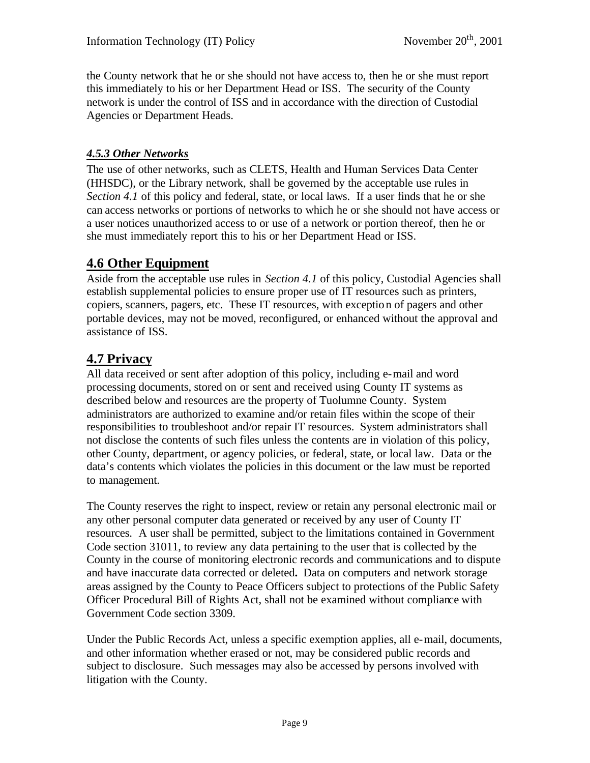the County network that he or she should not have access to, then he or she must report this immediately to his or her Department Head or ISS. The security of the County network is under the control of ISS and in accordance with the direction of Custodial Agencies or Department Heads.

#### ***4.5.3 Other Networks***

The use of other networks, such as CLETS, Health and Human Services Data Center (HHSDC), or the Library network, shall be governed by the acceptable use rules in *Section 4.1* of this policy and federal, state, or local laws. If a user finds that he or she can access networks or portions of networks to which he or she should not have access or a user notices unauthorized access to or use of a network or portion thereof, then he or she must immediately report this to his or her Department Head or ISS.

## 4.6 Other Equipment

Aside from the acceptable use rules in *Section 4.1* of this policy, Custodial Agencies shall establish supplemental policies to ensure proper use of IT resources such as printers, copiers, scanners, pagers, etc. These IT resources, with exception of pagers and other portable devices, may not be moved, reconfigured, or enhanced without the approval and assistance of ISS.

## 4.7 Privacy

All data received or sent after adoption of this policy, including e-mail and word processing documents, stored on or sent and received using County IT systems as described below and resources are the property of Tuolumne County. System administrators are authorized to examine and/or retain files within the scope of their responsibilities to troubleshoot and/or repair IT resources. System administrators shall not disclose the contents of such files unless the contents are in violation of this policy, other County, department, or agency policies, or federal, state, or local law. Data or the data's contents which violates the policies in this document or the law must be reported to management.

The County reserves the right to inspect, review or retain any personal electronic mail or any other personal computer data generated or received by any user of County IT resources. A user shall be permitted, subject to the limitations contained in Government Code section 31011, to review any data pertaining to the user that is collected by the County in the course of monitoring electronic records and communications and to dispute and have inaccurate data corrected or deleted**.** Data on computers and network storage areas assigned by the County to Peace Officers subject to protections of the Public Safety Officer Procedural Bill of Rights Act, shall not be examined without compliance with Government Code section 3309.

Under the Public Records Act, unless a specific exemption applies, all e-mail, documents, and other information whether erased or not, may be considered public records and subject to disclosure. Such messages may also be accessed by persons involved with litigation with the County.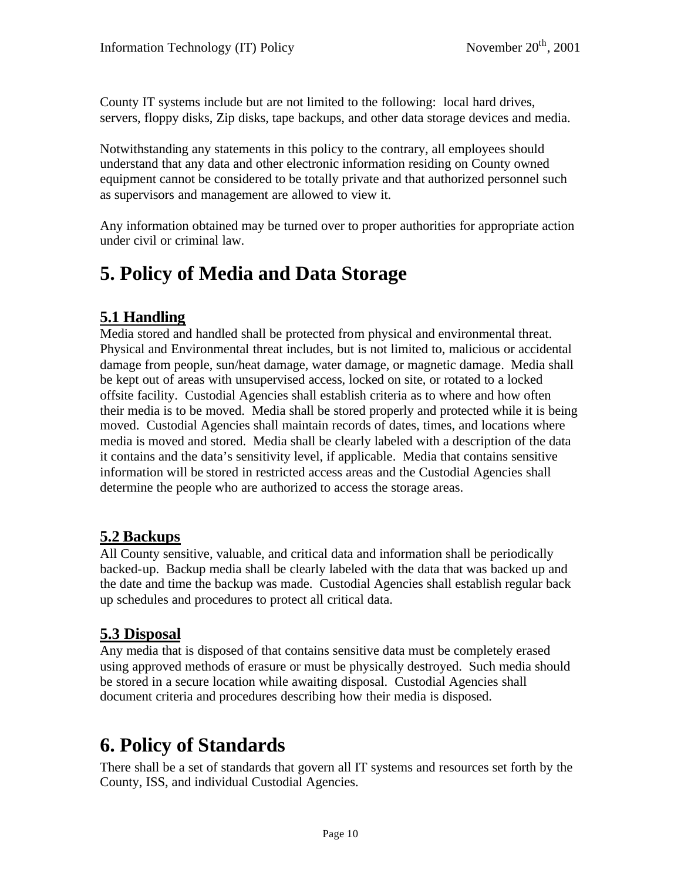County IT systems include but are not limited to the following: local hard drives, servers, floppy disks, Zip disks, tape backups, and other data storage devices and media.

Notwithstanding any statements in this policy to the contrary, all employees should understand that any data and other electronic information residing on County owned equipment cannot be considered to be totally private and that authorized personnel such as supervisors and management are allowed to view it.

Any information obtained may be turned over to proper authorities for appropriate action under civil or criminal law.

# 5. Policy of Media and Data Storage

## 5.1 Handling

Media stored and handled shall be protected from physical and environmental threat. Physical and Environmental threat includes, but is not limited to, malicious or accidental damage from people, sun/heat damage, water damage, or magnetic damage. Media shall be kept out of areas with unsupervised access, locked on site, or rotated to a locked offsite facility. Custodial Agencies shall establish criteria as to where and how often their media is to be moved. Media shall be stored properly and protected while it is being moved. Custodial Agencies shall maintain records of dates, times, and locations where media is moved and stored. Media shall be clearly labeled with a description of the data it contains and the data's sensitivity level, if applicable. Media that contains sensitive information will be stored in restricted access areas and the Custodial Agencies shall determine the people who are authorized to access the storage areas.

## 5.2 Backups

All County sensitive, valuable, and critical data and information shall be periodically backed-up. Backup media shall be clearly labeled with the data that was backed up and the date and time the backup was made. Custodial Agencies shall establish regular back up schedules and procedures to protect all critical data.

## 5.3 Disposal

Any media that is disposed of that contains sensitive data must be completely erased using approved methods of erasure or must be physically destroyed. Such media should be stored in a secure location while awaiting disposal. Custodial Agencies shall document criteria and procedures describing how their media is disposed.

# 6. Policy of Standards

There shall be a set of standards that govern all IT systems and resources set forth by the County, ISS, and individual Custodial Agencies.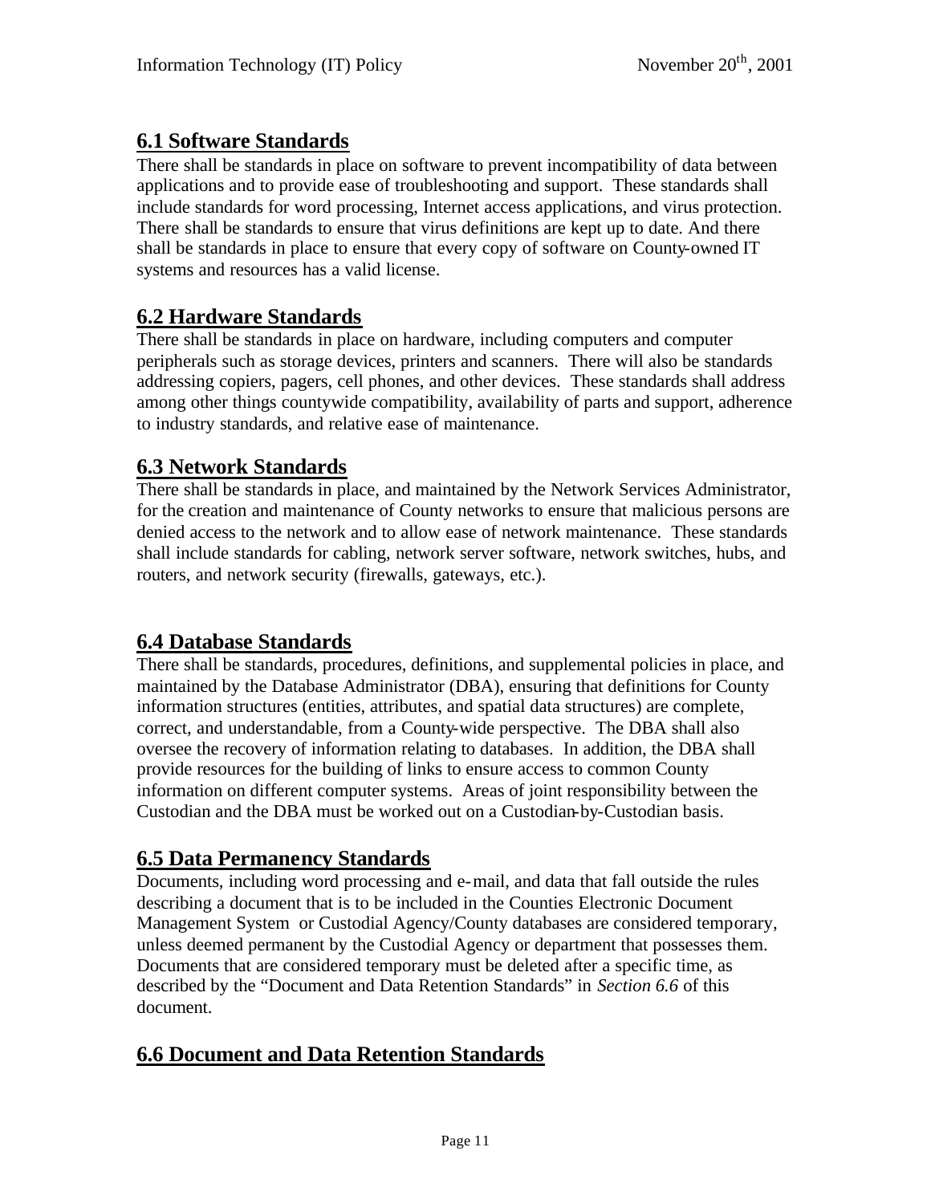## 6.1 Software Standards

There shall be standards in place on software to prevent incompatibility of data between applications and to provide ease of troubleshooting and support. These standards shall include standards for word processing, Internet access applications, and virus protection. There shall be standards to ensure that virus definitions are kept up to date. And there shall be standards in place to ensure that every copy of software on County-owned IT systems and resources has a valid license.

## 6.2 Hardware Standards

There shall be standards in place on hardware, including computers and computer peripherals such as storage devices, printers and scanners. There will also be standards addressing copiers, pagers, cell phones, and other devices. These standards shall address among other things countywide compatibility, availability of parts and support, adherence to industry standards, and relative ease of maintenance.

## 6.3 Network Standards

There shall be standards in place, and maintained by the Network Services Administrator, for the creation and maintenance of County networks to ensure that malicious persons are denied access to the network and to allow ease of network maintenance. These standards shall include standards for cabling, network server software, network switches, hubs, and routers, and network security (firewalls, gateways, etc.).

## 6.4 Database Standards

There shall be standards, procedures, definitions, and supplemental policies in place, and maintained by the Database Administrator (DBA), ensuring that definitions for County information structures (entities, attributes, and spatial data structures) are complete, correct, and understandable, from a County-wide perspective. The DBA shall also oversee the recovery of information relating to databases. In addition, the DBA shall provide resources for the building of links to ensure access to common County information on different computer systems. Areas of joint responsibility between the Custodian and the DBA must be worked out on a Custodian-by-Custodian basis.

## 6.5 Data Permanency Standards

Documents, including word processing and e-mail, and data that fall outside the rules describing a document that is to be included in the Counties Electronic Document Management System or Custodial Agency/County databases are considered temporary, unless deemed permanent by the Custodial Agency or department that possesses them. Documents that are considered temporary must be deleted after a specific time, as described by the "Document and Data Retention Standards" in *Section 6.6* of this document.

## 6.6 Document and Data Retention Standards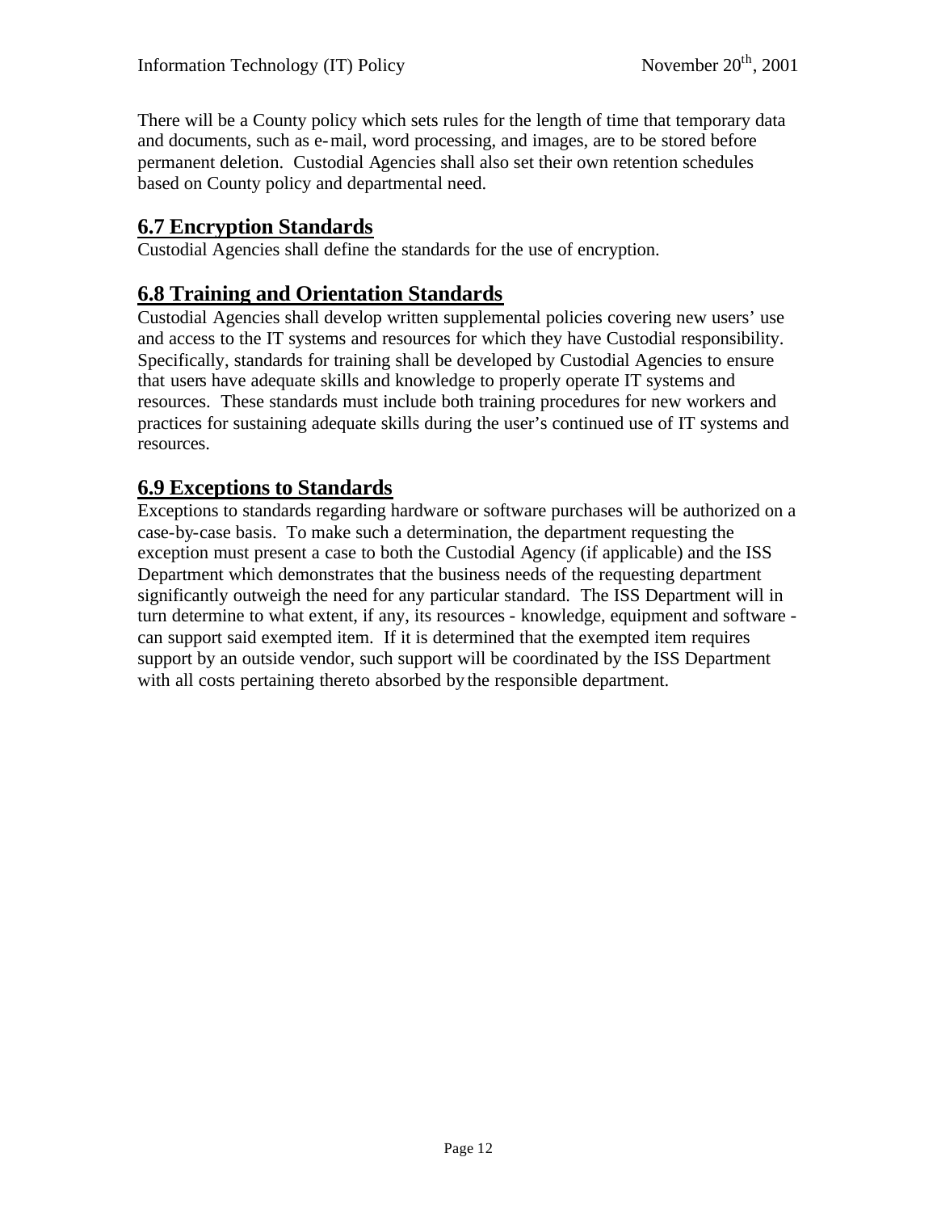There will be a County policy which sets rules for the length of time that temporary data and documents, such as e-mail, word processing, and images, are to be stored before permanent deletion. Custodial Agencies shall also set their own retention schedules based on County policy and departmental need.

## 6.7 Encryption Standards

Custodial Agencies shall define the standards for the use of encryption.

## 6.8 Training and Orientation Standards

Custodial Agencies shall develop written supplemental policies covering new users' use and access to the IT systems and resources for which they have Custodial responsibility. Specifically, standards for training shall be developed by Custodial Agencies to ensure that users have adequate skills and knowledge to properly operate IT systems and resources. These standards must include both training procedures for new workers and practices for sustaining adequate skills during the user's continued use of IT systems and resources.

## 6.9 Exceptions to Standards

Exceptions to standards regarding hardware or software purchases will be authorized on a case-by-case basis. To make such a determination, the department requesting the exception must present a case to both the Custodial Agency (if applicable) and the ISS Department which demonstrates that the business needs of the requesting department significantly outweigh the need for any particular standard. The ISS Department will in turn determine to what extent, if any, its resources - knowledge, equipment and software - can support said exempted item. If it is determined that the exempted item requires support by an outside vendor, such support will be coordinated by the ISS Department with all costs pertaining thereto absorbed by the responsible department.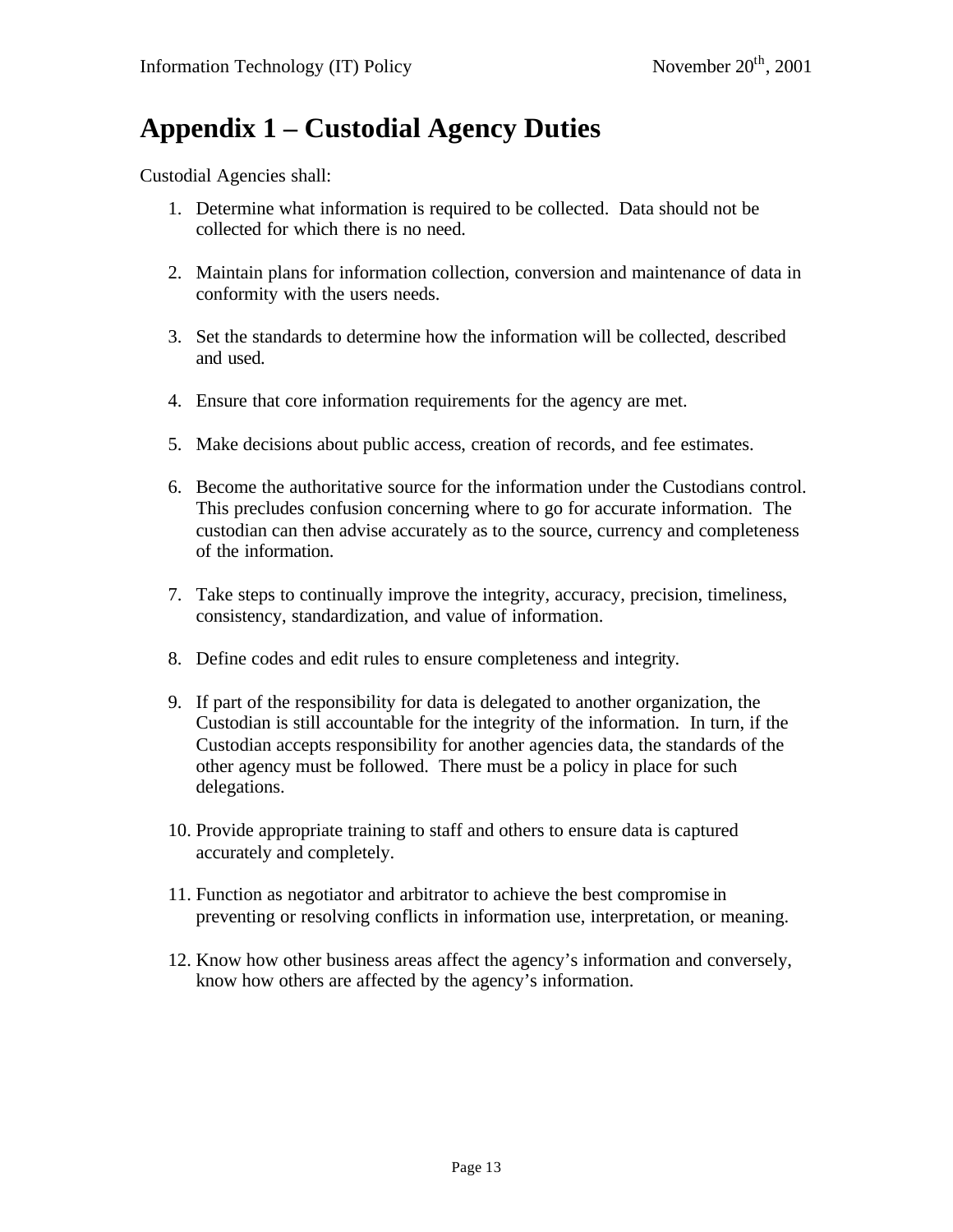# Appendix 1 – Custodial Agency Duties

Custodial Agencies shall:

1. Determine what information is required to be collected. Data should not be collected for which there is no need.

2. Maintain plans for information collection, conversion and maintenance of data in conformity with the users needs.

3. Set the standards to determine how the information will be collected, described and used.

4. Ensure that core information requirements for the agency are met.

5. Make decisions about public access, creation of records, and fee estimates.

6. Become the authoritative source for the information under the Custodians control. This precludes confusion concerning where to go for accurate information. The custodian can then advise accurately as to the source, currency and completeness of the information.

7. Take steps to continually improve the integrity, accuracy, precision, timeliness, consistency, standardization, and value of information.

8. Define codes and edit rules to ensure completeness and integrity.

9. If part of the responsibility for data is delegated to another organization, the Custodian is still accountable for the integrity of the information. In turn, if the Custodian accepts responsibility for another agencies data, the standards of the other agency must be followed. There must be a policy in place for such delegations.

10. Provide appropriate training to staff and others to ensure data is captured accurately and completely.

11. Function as negotiator and arbitrator to achieve the best compromise in preventing or resolving conflicts in information use, interpretation, or meaning.

12. Know how other business areas affect the agency's information and conversely, know how others are affected by the agency's information.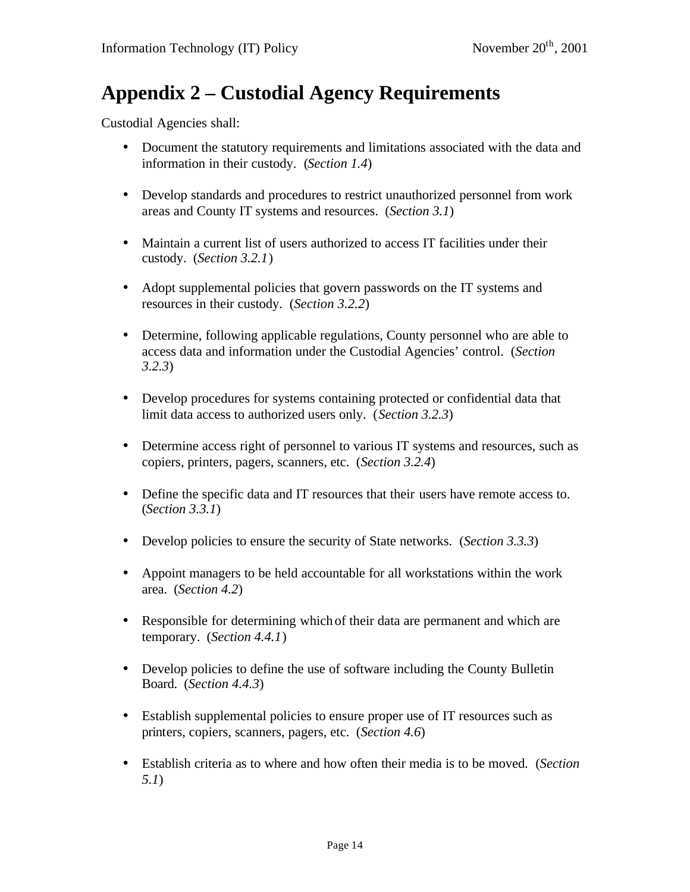# Appendix 2 – Custodial Agency Requirements

Custodial Agencies shall:

- Document the statutory requirements and limitations associated with the data and information in their custody. (*Section 1.4*)
- Develop standards and procedures to restrict unauthorized personnel from work areas and County IT systems and resources. (*Section 3.1*)
- Maintain a current list of users authorized to access IT facilities under their custody. (*Section 3.2.1*)
- Adopt supplemental policies that govern passwords on the IT systems and resources in their custody. (*Section 3.2.2*)
- Determine, following applicable regulations, County personnel who are able to access data and information under the Custodial Agencies' control. (*Section 3.2.3*)
- Develop procedures for systems containing protected or confidential data that limit data access to authorized users only. (*Section 3.2.3*)
- Determine access right of personnel to various IT systems and resources, such as copiers, printers, pagers, scanners, etc. (*Section 3.2.4*)
- Define the specific data and IT resources that their users have remote access to. (*Section 3.3.1*)
- Develop policies to ensure the security of State networks. (*Section 3.3.3*)
- Appoint managers to be held accountable for all workstations within the work area. (*Section 4.2*)
- Responsible for determining which of their data are permanent and which are temporary. (*Section 4.4.1*)
- Develop policies to define the use of software including the County Bulletin Board. (*Section 4.4.3*)
- Establish supplemental policies to ensure proper use of IT resources such as printers, copiers, scanners, pagers, etc. (*Section 4.6*)
- Establish criteria as to where and how often their media is to be moved. (*Section 5.1*)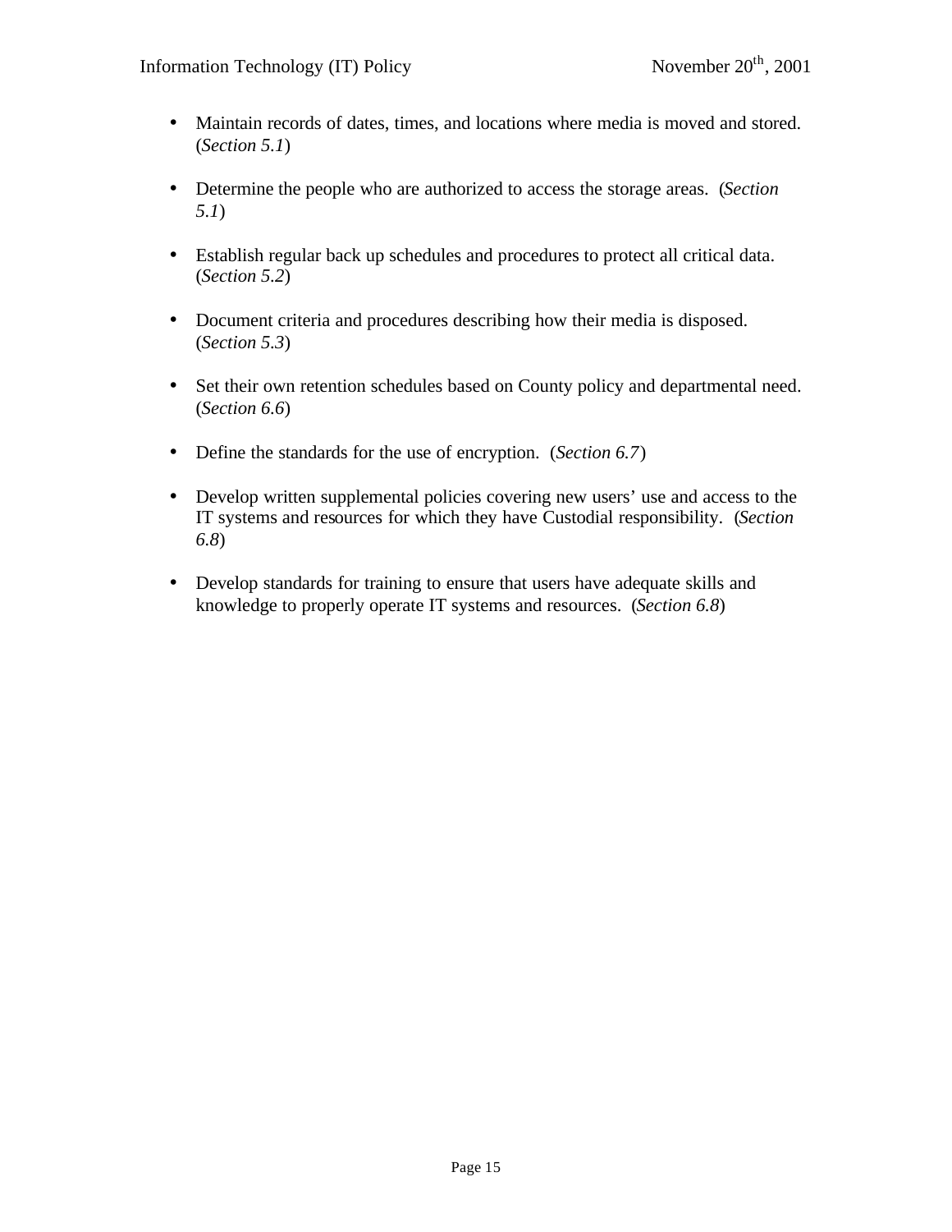- Maintain records of dates, times, and locations where media is moved and stored. (*Section 5.1*)

- Determine the people who are authorized to access the storage areas. (*Section 5.1*)

- Establish regular back up schedules and procedures to protect all critical data. (*Section 5.2*)

- Document criteria and procedures describing how their media is disposed. (*Section 5.3*)

- Set their own retention schedules based on County policy and departmental need. (*Section 6.6*)

- Define the standards for the use of encryption. (*Section 6.7*)

- Develop written supplemental policies covering new users' use and access to the IT systems and resources for which they have Custodial responsibility. (*Section 6.8*)

- Develop standards for training to ensure that users have adequate skills and knowledge to properly operate IT systems and resources. (*Section 6.8*)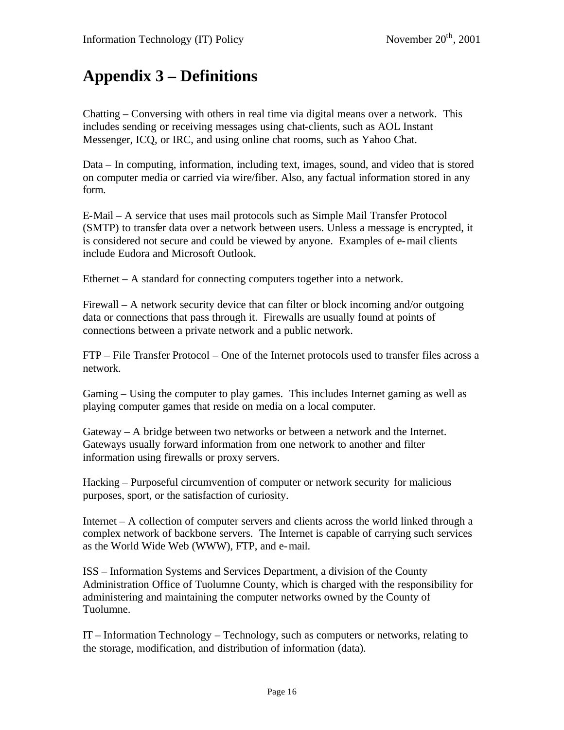# Appendix 3 – Definitions

Chatting – Conversing with others in real time via digital means over a network. This includes sending or receiving messages using chat-clients, such as AOL Instant Messenger, ICQ, or IRC, and using online chat rooms, such as Yahoo Chat.

Data – In computing, information, including text, images, sound, and video that is stored on computer media or carried via wire/fiber. Also, any factual information stored in any form.

E-Mail – A service that uses mail protocols such as Simple Mail Transfer Protocol (SMTP) to transfer data over a network between users. Unless a message is encrypted, it is considered not secure and could be viewed by anyone. Examples of e-mail clients include Eudora and Microsoft Outlook.

Ethernet – A standard for connecting computers together into a network.

Firewall – A network security device that can filter or block incoming and/or outgoing data or connections that pass through it. Firewalls are usually found at points of connections between a private network and a public network.

FTP – File Transfer Protocol – One of the Internet protocols used to transfer files across a network.

Gaming – Using the computer to play games. This includes Internet gaming as well as playing computer games that reside on media on a local computer.

Gateway – A bridge between two networks or between a network and the Internet. Gateways usually forward information from one network to another and filter information using firewalls or proxy servers.

Hacking – Purposeful circumvention of computer or network security for malicious purposes, sport, or the satisfaction of curiosity.

Internet – A collection of computer servers and clients across the world linked through a complex network of backbone servers. The Internet is capable of carrying such services as the World Wide Web (WWW), FTP, and e-mail.

ISS – Information Systems and Services Department, a division of the County Administration Office of Tuolumne County, which is charged with the responsibility for administering and maintaining the computer networks owned by the County of Tuolumne.

IT – Information Technology – Technology, such as computers or networks, relating to the storage, modification, and distribution of information (data).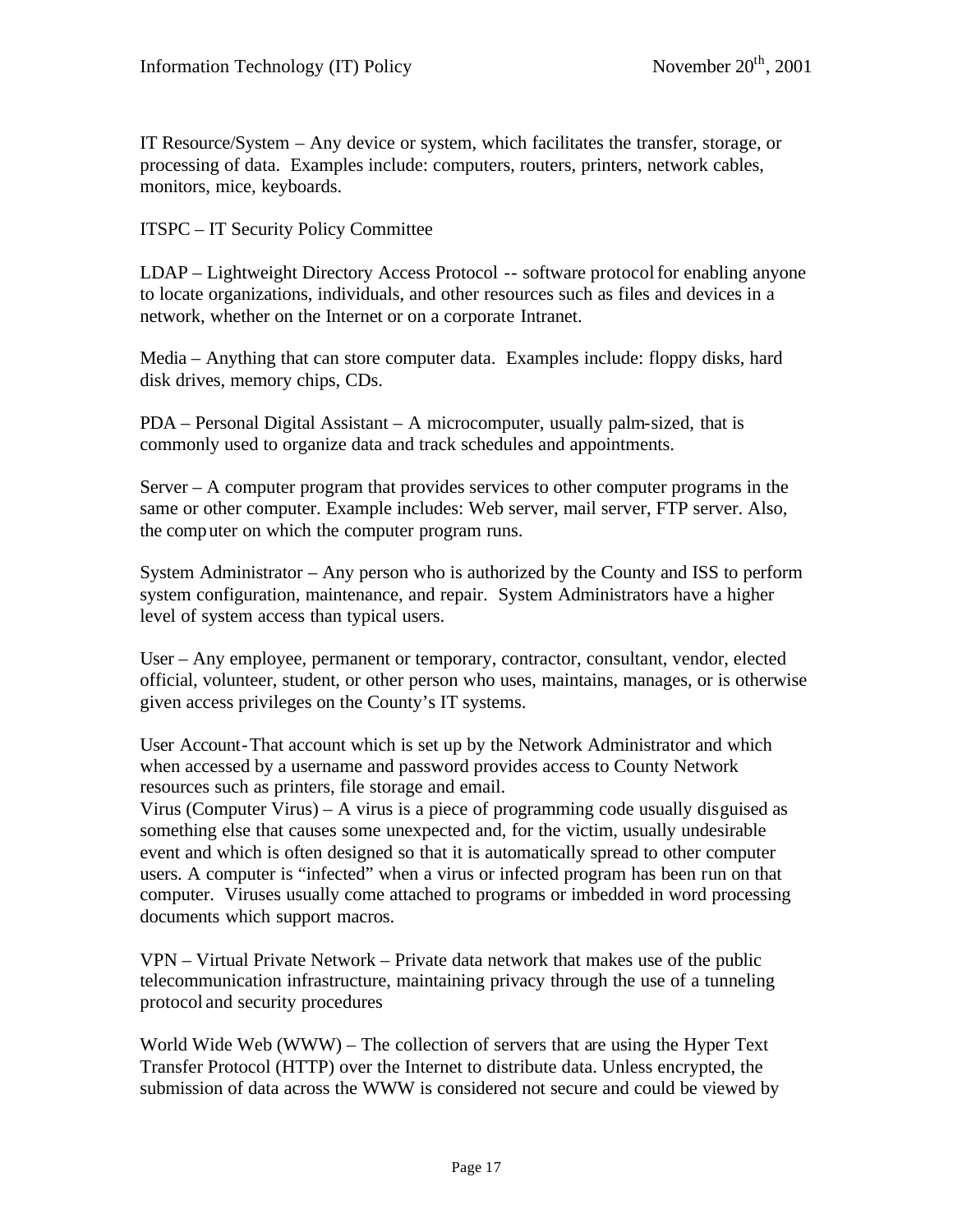IT Resource/System – Any device or system, which facilitates the transfer, storage, or processing of data. Examples include: computers, routers, printers, network cables, monitors, mice, keyboards.

ITSPC – IT Security Policy Committee

LDAP – Lightweight Directory Access Protocol -- software protocol for enabling anyone to locate organizations, individuals, and other resources such as files and devices in a network, whether on the Internet or on a corporate Intranet.

Media – Anything that can store computer data. Examples include: floppy disks, hard disk drives, memory chips, CDs.

PDA – Personal Digital Assistant – A microcomputer, usually palm-sized, that is commonly used to organize data and track schedules and appointments.

Server – A computer program that provides services to other computer programs in the same or other computer. Example includes: Web server, mail server, FTP server. Also, the computer on which the computer program runs.

System Administrator – Any person who is authorized by the County and ISS to perform system configuration, maintenance, and repair. System Administrators have a higher level of system access than typical users.

User – Any employee, permanent or temporary, contractor, consultant, vendor, elected official, volunteer, student, or other person who uses, maintains, manages, or is otherwise given access privileges on the County's IT systems.

User Account-That account which is set up by the Network Administrator and which when accessed by a username and password provides access to County Network resources such as printers, file storage and email.

Virus (Computer Virus) – A virus is a piece of programming code usually disguised as something else that causes some unexpected and, for the victim, usually undesirable event and which is often designed so that it is automatically spread to other computer users. A computer is "infected" when a virus or infected program has been run on that computer. Viruses usually come attached to programs or imbedded in word processing documents which support macros.

VPN – Virtual Private Network – Private data network that makes use of the public telecommunication infrastructure, maintaining privacy through the use of a tunneling protocol and security procedures

World Wide Web (WWW) – The collection of servers that are using the Hyper Text Transfer Protocol (HTTP) over the Internet to distribute data. Unless encrypted, the submission of data across the WWW is considered not secure and could be viewed by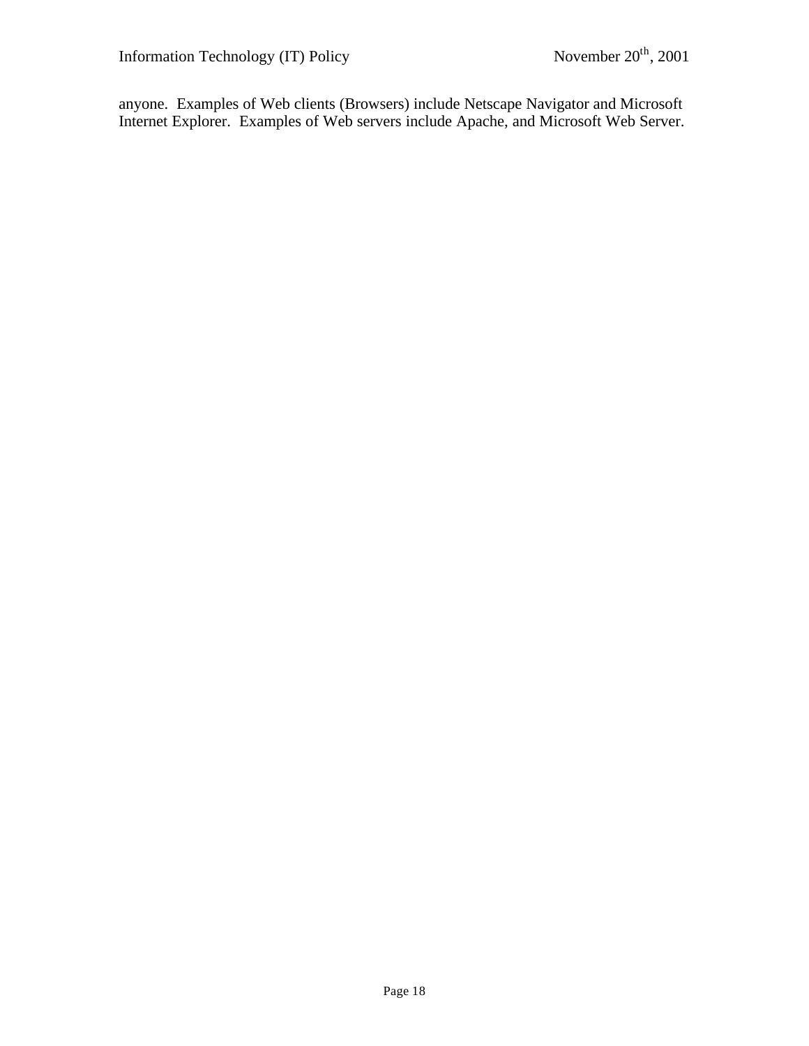anyone. Examples of Web clients (Browsers) include Netscape Navigator and Microsoft Internet Explorer. Examples of Web servers include Apache, and Microsoft Web Server.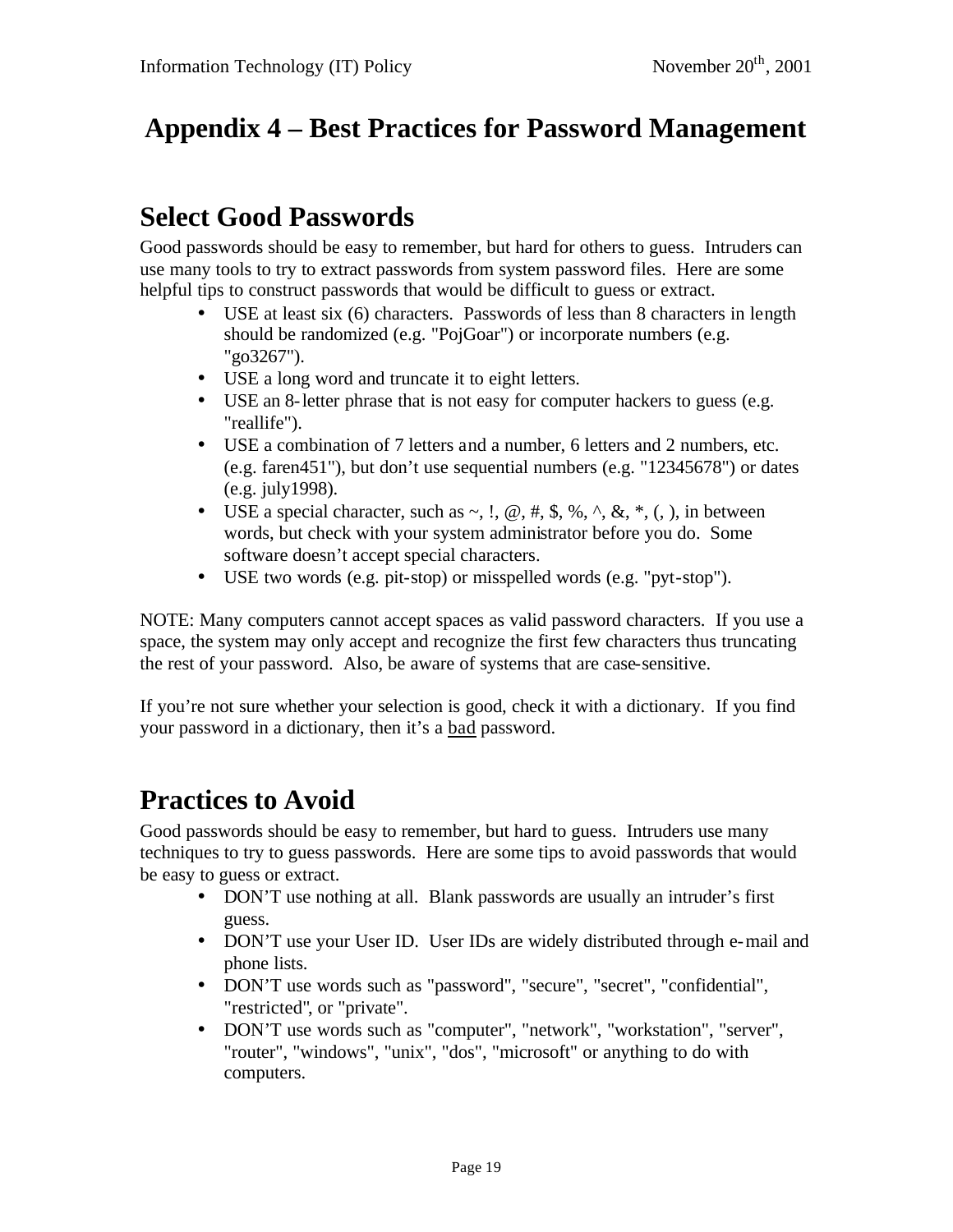# Appendix 4 – Best Practices for Password Management

## Select Good Passwords

Good passwords should be easy to remember, but hard for others to guess. Intruders can use many tools to try to extract passwords from system password files. Here are some helpful tips to construct passwords that would be difficult to guess or extract.

- USE at least six (6) characters. Passwords of less than 8 characters in length should be randomized (e.g. "PojGoar") or incorporate numbers (e.g. "go3267").
- USE a long word and truncate it to eight letters.
- USE an 8-letter phrase that is not easy for computer hackers to guess (e.g. "reallife").
- USE a combination of 7 letters and a number, 6 letters and 2 numbers, etc. (e.g. faren451"), but don't use sequential numbers (e.g. "12345678") or dates (e.g. july1998).
- USE a special character, such as ~, !, @, #, $, %, ^, &, *, (, ), in between words, but check with your system administrator before you do. Some software doesn't accept special characters.
- USE two words (e.g. pit-stop) or misspelled words (e.g. "pyt-stop").

NOTE: Many computers cannot accept spaces as valid password characters. If you use a space, the system may only accept and recognize the first few characters thus truncating the rest of your password. Also, be aware of systems that are case-sensitive.

If you're not sure whether your selection is good, check it with a dictionary. If you find your password in a dictionary, then it's a <u>bad</u> password.

## Practices to Avoid

Good passwords should be easy to remember, but hard to guess. Intruders use many techniques to try to guess passwords. Here are some tips to avoid passwords that would be easy to guess or extract.

- DON'T use nothing at all. Blank passwords are usually an intruder's first guess.
- DON'T use your User ID. User IDs are widely distributed through e-mail and phone lists.
- DON'T use words such as "password", "secure", "secret", "confidential", "restricted", or "private".
- DON'T use words such as "computer", "network", "workstation", "server", "router", "windows", "unix", "dos", "microsoft" or anything to do with computers.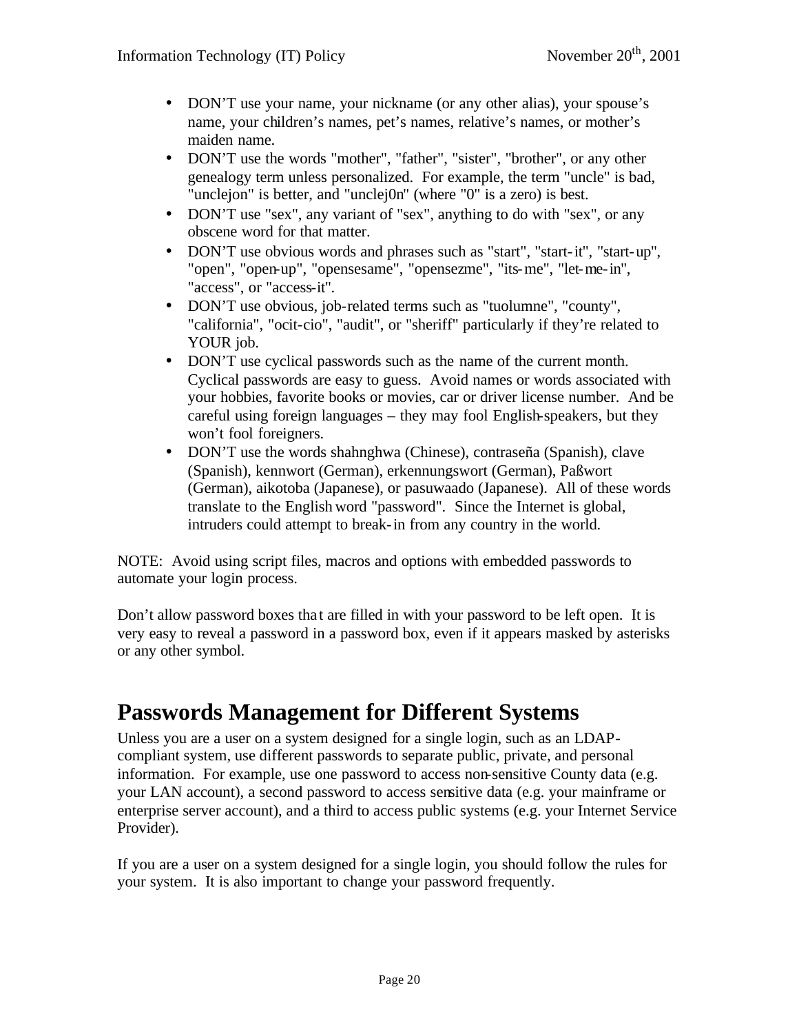- DON'T use your name, your nickname (or any other alias), your spouse's name, your children's names, pet's names, relative's names, or mother's maiden name.
- DON'T use the words "mother", "father", "sister", "brother", or any other genealogy term unless personalized. For example, the term "uncle" is bad, "unclejon" is better, and "unclej0n" (where "0" is a zero) is best.
- DON'T use "sex", any variant of "sex", anything to do with "sex", or any obscene word for that matter.
- DON'T use obvious words and phrases such as "start", "start-it", "start-up", "open", "open-up", "opensesame", "opensezme", "its-me", "let-me-in", "access", or "access-it".
- DON'T use obvious, job-related terms such as "tuolumne", "county", "california", "ocit-cio", "audit", or "sheriff" particularly if they're related to YOUR job.
- DON'T use cyclical passwords such as the name of the current month. Cyclical passwords are easy to guess. Avoid names or words associated with your hobbies, favorite books or movies, car or driver license number. And be careful using foreign languages – they may fool English-speakers, but they won't fool foreigners.
- DON'T use the words shahnghwa (Chinese), contraseña (Spanish), clave (Spanish), kennwort (German), erkennungswort (German), Paßwort (German), aikotoba (Japanese), or pasuwaado (Japanese). All of these words translate to the English word "password". Since the Internet is global, intruders could attempt to break-in from any country in the world.

NOTE: Avoid using script files, macros and options with embedded passwords to automate your login process.

Don't allow password boxes that are filled in with your password to be left open. It is very easy to reveal a password in a password box, even if it appears masked by asterisks or any other symbol.

# Passwords Management for Different Systems

Unless you are a user on a system designed for a single login, such as an LDAP-compliant system, use different passwords to separate public, private, and personal information. For example, use one password to access non-sensitive County data (e.g. your LAN account), a second password to access sensitive data (e.g. your mainframe or enterprise server account), and a third to access public systems (e.g. your Internet Service Provider).

If you are a user on a system designed for a single login, you should follow the rules for your system. It is also important to change your password frequently.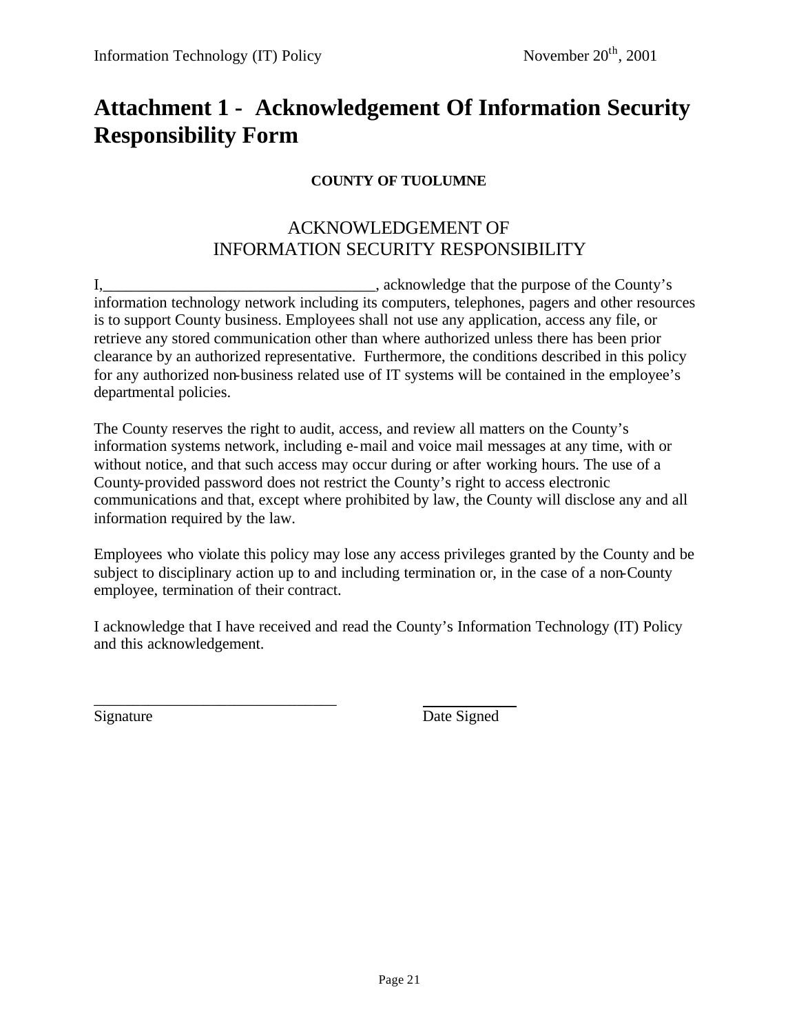# Attachment 1 - Acknowledgement Of Information Security Responsibility Form

**COUNTY OF TUOLUMNE**

ACKNOWLEDGEMENT OF
INFORMATION SECURITY RESPONSIBILITY

I,___________________________________, acknowledge that the purpose of the County's information technology network including its computers, telephones, pagers and other resources is to support County business. Employees shall not use any application, access any file, or retrieve any stored communication other than where authorized unless there has been prior clearance by an authorized representative. Furthermore, the conditions described in this policy for any authorized non-business related use of IT systems will be contained in the employee's departmental policies.

The County reserves the right to audit, access, and review all matters on the County's information systems network, including e-mail and voice mail messages at any time, with or without notice, and that such access may occur during or after working hours. The use of a County-provided password does not restrict the County's right to access electronic communications and that, except where prohibited by law, the County will disclose any and all information required by the law.

Employees who violate this policy may lose any access privileges granted by the County and be subject to disciplinary action up to and including termination or, in the case of a non-County employee, termination of their contract.

I acknowledge that I have received and read the County's Information Technology (IT) Policy and this acknowledgement.

_______________________________ ____________
Signature Date Signed